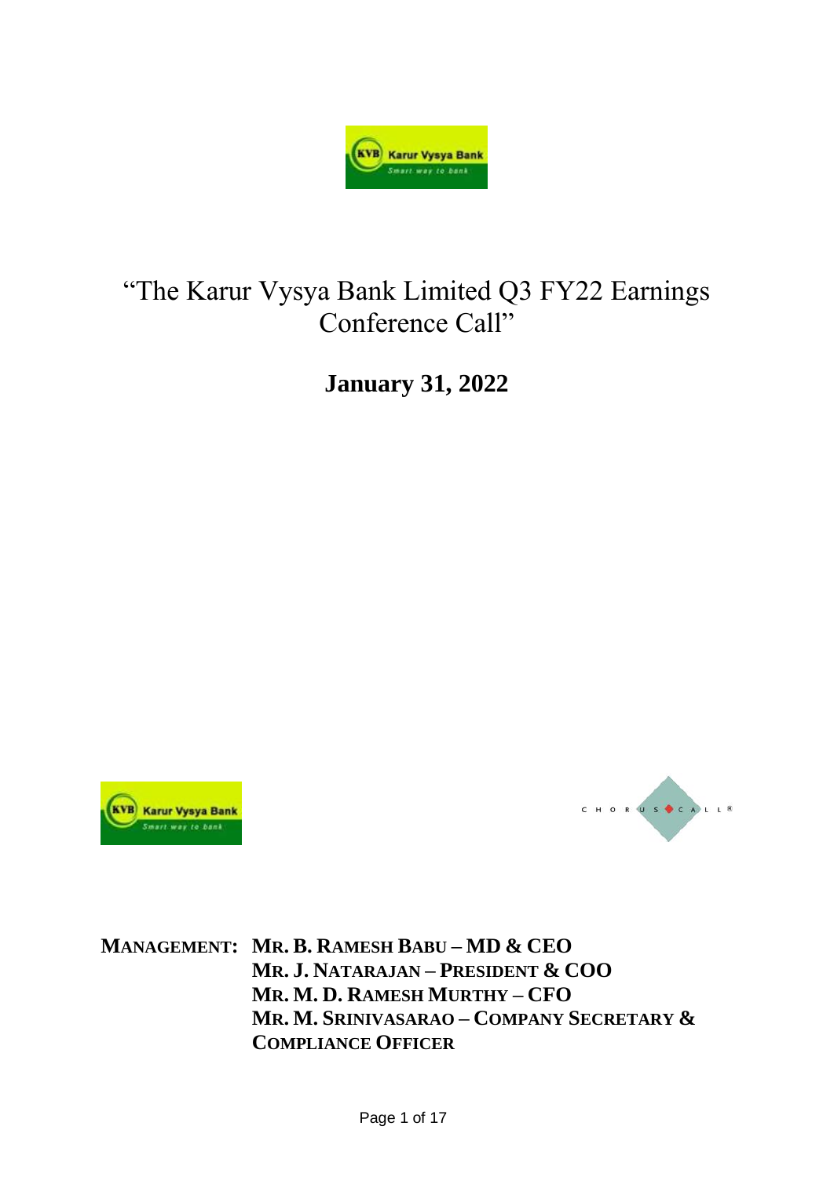# "The Karur Vysya Bank Limited Q3 FY22 Earnings Conference Call"

**January 31, 2022**

**MANAGEMENT: MR. B. RAMESH BABU – MD & CEO**
**MR. J. NATARAJAN – PRESIDENT & COO**
**MR. M. D. RAMESH MURTHY – CFO**
**MR. M. SRINIVASARAO – COMPANY SECRETARY & COMPLIANCE OFFICER**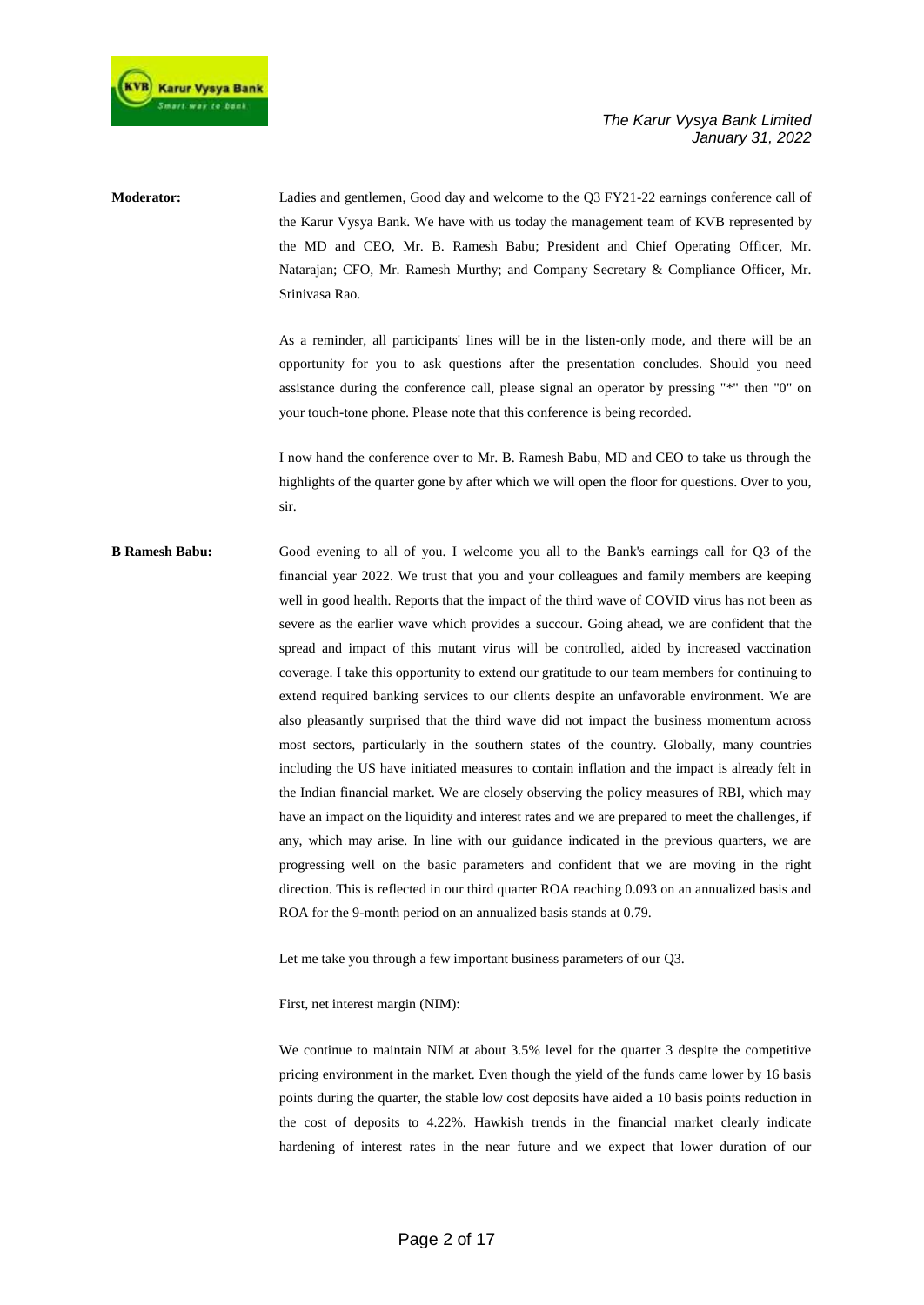**Moderator:** Ladies and gentlemen, Good day and welcome to the Q3 FY21-22 earnings conference call of the Karur Vysya Bank. We have with us today the management team of KVB represented by the MD and CEO, Mr. B. Ramesh Babu; President and Chief Operating Officer, Mr. Natarajan; CFO, Mr. Ramesh Murthy; and Company Secretary & Compliance Officer, Mr. Srinivasa Rao.

As a reminder, all participants' lines will be in the listen-only mode, and there will be an opportunity for you to ask questions after the presentation concludes. Should you need assistance during the conference call, please signal an operator by pressing "*" then "0" on your touch-tone phone. Please note that this conference is being recorded.

I now hand the conference over to Mr. B. Ramesh Babu, MD and CEO to take us through the highlights of the quarter gone by after which we will open the floor for questions. Over to you, sir.

**B Ramesh Babu:** Good evening to all of you. I welcome you all to the Bank's earnings call for Q3 of the financial year 2022. We trust that you and your colleagues and family members are keeping well in good health. Reports that the impact of the third wave of COVID virus has not been as severe as the earlier wave which provides a succour. Going ahead, we are confident that the spread and impact of this mutant virus will be controlled, aided by increased vaccination coverage. I take this opportunity to extend our gratitude to our team members for continuing to extend required banking services to our clients despite an unfavorable environment. We are also pleasantly surprised that the third wave did not impact the business momentum across most sectors, particularly in the southern states of the country. Globally, many countries including the US have initiated measures to contain inflation and the impact is already felt in the Indian financial market. We are closely observing the policy measures of RBI, which may have an impact on the liquidity and interest rates and we are prepared to meet the challenges, if any, which may arise. In line with our guidance indicated in the previous quarters, we are progressing well on the basic parameters and confident that we are moving in the right direction. This is reflected in our third quarter ROA reaching 0.093 on an annualized basis and ROA for the 9-month period on an annualized basis stands at 0.79.

Let me take you through a few important business parameters of our Q3.

First, net interest margin (NIM):

We continue to maintain NIM at about 3.5% level for the quarter 3 despite the competitive pricing environment in the market. Even though the yield of the funds came lower by 16 basis points during the quarter, the stable low cost deposits have aided a 10 basis points reduction in the cost of deposits to 4.22%. Hawkish trends in the financial market clearly indicate hardening of interest rates in the near future and we expect that lower duration of our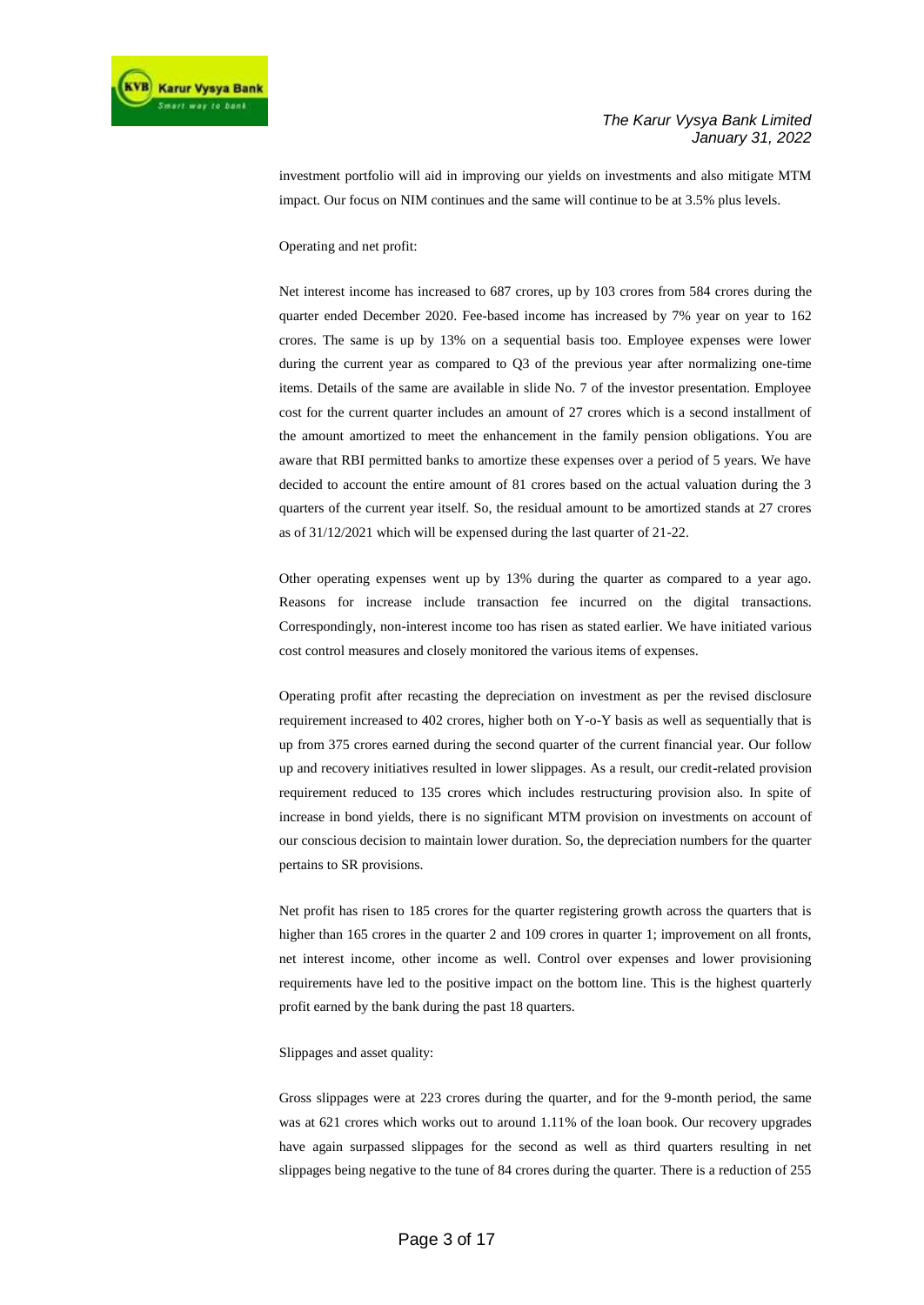investment portfolio will aid in improving our yields on investments and also mitigate MTM impact. Our focus on NIM continues and the same will continue to be at 3.5% plus levels.

Operating and net profit:

Net interest income has increased to 687 crores, up by 103 crores from 584 crores during the quarter ended December 2020. Fee-based income has increased by 7% year on year to 162 crores. The same is up by 13% on a sequential basis too. Employee expenses were lower during the current year as compared to Q3 of the previous year after normalizing one-time items. Details of the same are available in slide No. 7 of the investor presentation. Employee cost for the current quarter includes an amount of 27 crores which is a second installment of the amount amortized to meet the enhancement in the family pension obligations. You are aware that RBI permitted banks to amortize these expenses over a period of 5 years. We have decided to account the entire amount of 81 crores based on the actual valuation during the 3 quarters of the current year itself. So, the residual amount to be amortized stands at 27 crores as of 31/12/2021 which will be expensed during the last quarter of 21-22.

Other operating expenses went up by 13% during the quarter as compared to a year ago. Reasons for increase include transaction fee incurred on the digital transactions. Correspondingly, non-interest income too has risen as stated earlier. We have initiated various cost control measures and closely monitored the various items of expenses.

Operating profit after recasting the depreciation on investment as per the revised disclosure requirement increased to 402 crores, higher both on Y-o-Y basis as well as sequentially that is up from 375 crores earned during the second quarter of the current financial year. Our follow up and recovery initiatives resulted in lower slippages. As a result, our credit-related provision requirement reduced to 135 crores which includes restructuring provision also. In spite of increase in bond yields, there is no significant MTM provision on investments on account of our conscious decision to maintain lower duration. So, the depreciation numbers for the quarter pertains to SR provisions.

Net profit has risen to 185 crores for the quarter registering growth across the quarters that is higher than 165 crores in the quarter 2 and 109 crores in quarter 1; improvement on all fronts, net interest income, other income as well. Control over expenses and lower provisioning requirements have led to the positive impact on the bottom line. This is the highest quarterly profit earned by the bank during the past 18 quarters.

Slippages and asset quality:

Gross slippages were at 223 crores during the quarter, and for the 9-month period, the same was at 621 crores which works out to around 1.11% of the loan book. Our recovery upgrades have again surpassed slippages for the second as well as third quarters resulting in net slippages being negative to the tune of 84 crores during the quarter. There is a reduction of 255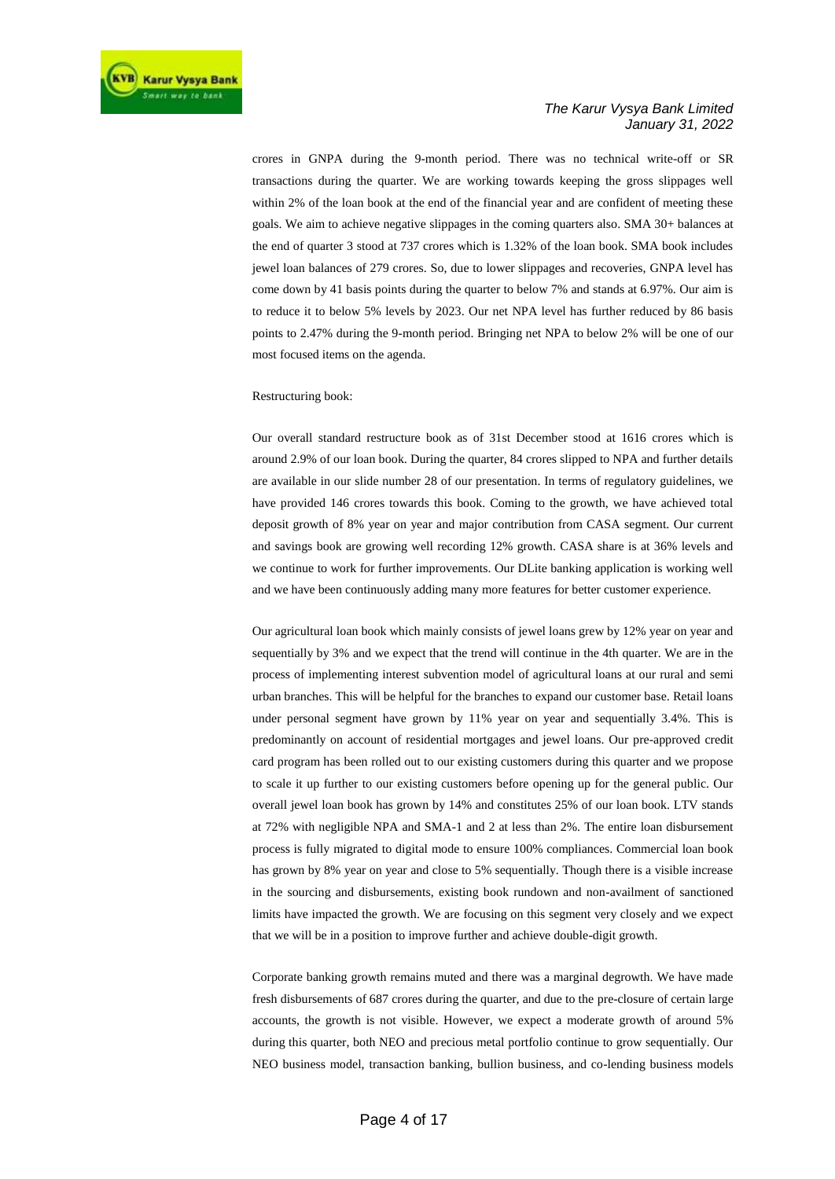crores in GNPA during the 9-month period. There was no technical write-off or SR transactions during the quarter. We are working towards keeping the gross slippages well within 2% of the loan book at the end of the financial year and are confident of meeting these goals. We aim to achieve negative slippages in the coming quarters also. SMA 30+ balances at the end of quarter 3 stood at 737 crores which is 1.32% of the loan book. SMA book includes jewel loan balances of 279 crores. So, due to lower slippages and recoveries, GNPA level has come down by 41 basis points during the quarter to below 7% and stands at 6.97%. Our aim is to reduce it to below 5% levels by 2023. Our net NPA level has further reduced by 86 basis points to 2.47% during the 9-month period. Bringing net NPA to below 2% will be one of our most focused items on the agenda.

Restructuring book:

Our overall standard restructure book as of 31st December stood at 1616 crores which is around 2.9% of our loan book. During the quarter, 84 crores slipped to NPA and further details are available in our slide number 28 of our presentation. In terms of regulatory guidelines, we have provided 146 crores towards this book. Coming to the growth, we have achieved total deposit growth of 8% year on year and major contribution from CASA segment. Our current and savings book are growing well recording 12% growth. CASA share is at 36% levels and we continue to work for further improvements. Our DLite banking application is working well and we have been continuously adding many more features for better customer experience.

Our agricultural loan book which mainly consists of jewel loans grew by 12% year on year and sequentially by 3% and we expect that the trend will continue in the 4th quarter. We are in the process of implementing interest subvention model of agricultural loans at our rural and semi urban branches. This will be helpful for the branches to expand our customer base. Retail loans under personal segment have grown by 11% year on year and sequentially 3.4%. This is predominantly on account of residential mortgages and jewel loans. Our pre-approved credit card program has been rolled out to our existing customers during this quarter and we propose to scale it up further to our existing customers before opening up for the general public. Our overall jewel loan book has grown by 14% and constitutes 25% of our loan book. LTV stands at 72% with negligible NPA and SMA-1 and 2 at less than 2%. The entire loan disbursement process is fully migrated to digital mode to ensure 100% compliances. Commercial loan book has grown by 8% year on year and close to 5% sequentially. Though there is a visible increase in the sourcing and disbursements, existing book rundown and non-availment of sanctioned limits have impacted the growth. We are focusing on this segment very closely and we expect that we will be in a position to improve further and achieve double-digit growth.

Corporate banking growth remains muted and there was a marginal degrowth. We have made fresh disbursements of 687 crores during the quarter, and due to the pre-closure of certain large accounts, the growth is not visible. However, we expect a moderate growth of around 5% during this quarter, both NEO and precious metal portfolio continue to grow sequentially. Our NEO business model, transaction banking, bullion business, and co-lending business models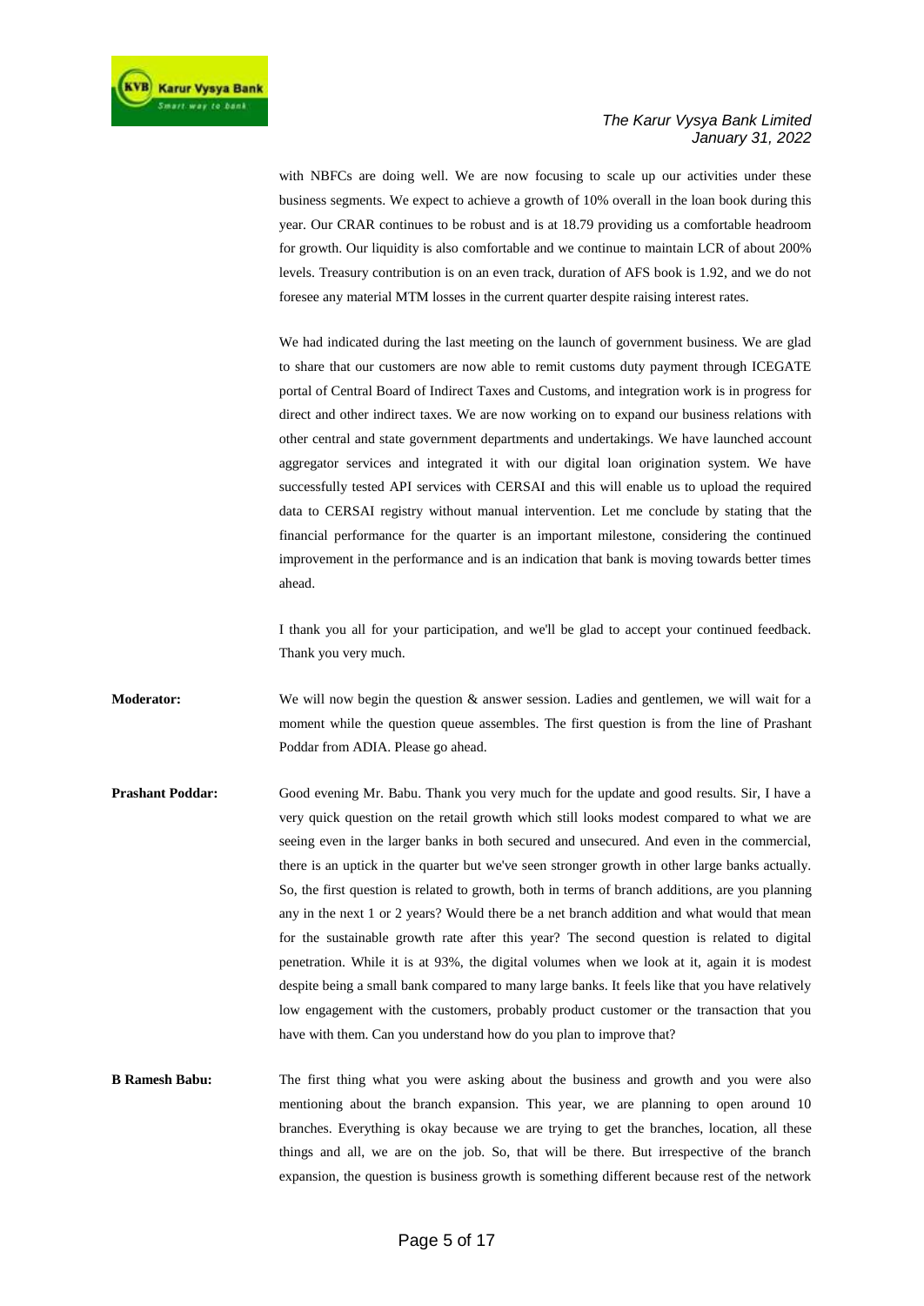with NBFCs are doing well. We are now focusing to scale up our activities under these business segments. We expect to achieve a growth of 10% overall in the loan book during this year. Our CRAR continues to be robust and is at 18.79 providing us a comfortable headroom for growth. Our liquidity is also comfortable and we continue to maintain LCR of about 200% levels. Treasury contribution is on an even track, duration of AFS book is 1.92, and we do not foresee any material MTM losses in the current quarter despite raising interest rates.

We had indicated during the last meeting on the launch of government business. We are glad to share that our customers are now able to remit customs duty payment through ICEGATE portal of Central Board of Indirect Taxes and Customs, and integration work is in progress for direct and other indirect taxes. We are now working on to expand our business relations with other central and state government departments and undertakings. We have launched account aggregator services and integrated it with our digital loan origination system. We have successfully tested API services with CERSAI and this will enable us to upload the required data to CERSAI registry without manual intervention. Let me conclude by stating that the financial performance for the quarter is an important milestone, considering the continued improvement in the performance and is an indication that bank is moving towards better times ahead.

I thank you all for your participation, and we'll be glad to accept your continued feedback. Thank you very much.

**Moderator:** We will now begin the question & answer session. Ladies and gentlemen, we will wait for a moment while the question queue assembles. The first question is from the line of Prashant Poddar from ADIA. Please go ahead.

**Prashant Poddar:** Good evening Mr. Babu. Thank you very much for the update and good results. Sir, I have a very quick question on the retail growth which still looks modest compared to what we are seeing even in the larger banks in both secured and unsecured. And even in the commercial, there is an uptick in the quarter but we've seen stronger growth in other large banks actually. So, the first question is related to growth, both in terms of branch additions, are you planning any in the next 1 or 2 years? Would there be a net branch addition and what would that mean for the sustainable growth rate after this year? The second question is related to digital penetration. While it is at 93%, the digital volumes when we look at it, again it is modest despite being a small bank compared to many large banks. It feels like that you have relatively low engagement with the customers, probably product customer or the transaction that you have with them. Can you understand how do you plan to improve that?

**B Ramesh Babu:** The first thing what you were asking about the business and growth and you were also mentioning about the branch expansion. This year, we are planning to open around 10 branches. Everything is okay because we are trying to get the branches, location, all these things and all, we are on the job. So, that will be there. But irrespective of the branch expansion, the question is business growth is something different because rest of the network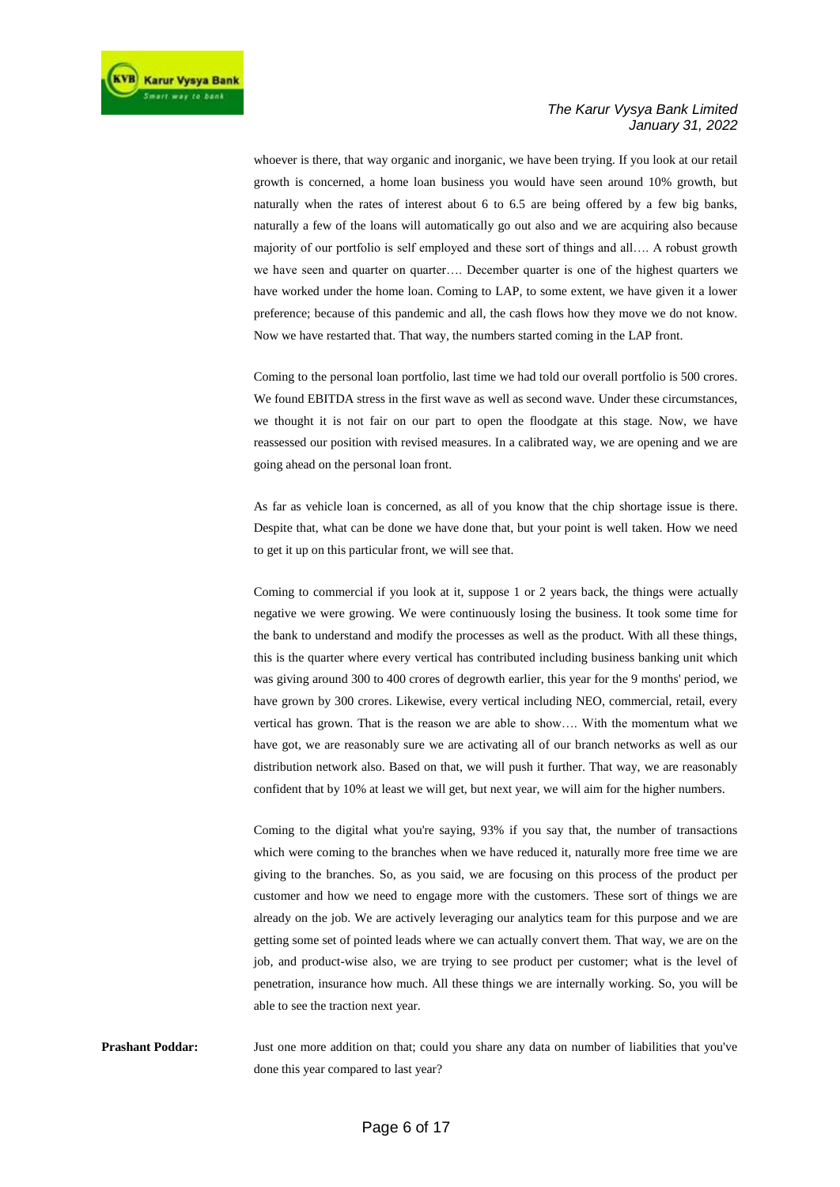whoever is there, that way organic and inorganic, we have been trying. If you look at our retail growth is concerned, a home loan business you would have seen around 10% growth, but naturally when the rates of interest about 6 to 6.5 are being offered by a few big banks, naturally a few of the loans will automatically go out also and we are acquiring also because majority of our portfolio is self employed and these sort of things and all…. A robust growth we have seen and quarter on quarter…. December quarter is one of the highest quarters we have worked under the home loan. Coming to LAP, to some extent, we have given it a lower preference; because of this pandemic and all, the cash flows how they move we do not know. Now we have restarted that. That way, the numbers started coming in the LAP front.

Coming to the personal loan portfolio, last time we had told our overall portfolio is 500 crores. We found EBITDA stress in the first wave as well as second wave. Under these circumstances, we thought it is not fair on our part to open the floodgate at this stage. Now, we have reassessed our position with revised measures. In a calibrated way, we are opening and we are going ahead on the personal loan front.

As far as vehicle loan is concerned, as all of you know that the chip shortage issue is there. Despite that, what can be done we have done that, but your point is well taken. How we need to get it up on this particular front, we will see that.

Coming to commercial if you look at it, suppose 1 or 2 years back, the things were actually negative we were growing. We were continuously losing the business. It took some time for the bank to understand and modify the processes as well as the product. With all these things, this is the quarter where every vertical has contributed including business banking unit which was giving around 300 to 400 crores of degrowth earlier, this year for the 9 months' period, we have grown by 300 crores. Likewise, every vertical including NEO, commercial, retail, every vertical has grown. That is the reason we are able to show…. With the momentum what we have got, we are reasonably sure we are activating all of our branch networks as well as our distribution network also. Based on that, we will push it further. That way, we are reasonably confident that by 10% at least we will get, but next year, we will aim for the higher numbers.

Coming to the digital what you're saying, 93% if you say that, the number of transactions which were coming to the branches when we have reduced it, naturally more free time we are giving to the branches. So, as you said, we are focusing on this process of the product per customer and how we need to engage more with the customers. These sort of things we are already on the job. We are actively leveraging our analytics team for this purpose and we are getting some set of pointed leads where we can actually convert them. That way, we are on the job, and product-wise also, we are trying to see product per customer; what is the level of penetration, insurance how much. All these things we are internally working. So, you will be able to see the traction next year.

**Prashant Poddar:** Just one more addition on that; could you share any data on number of liabilities that you've done this year compared to last year?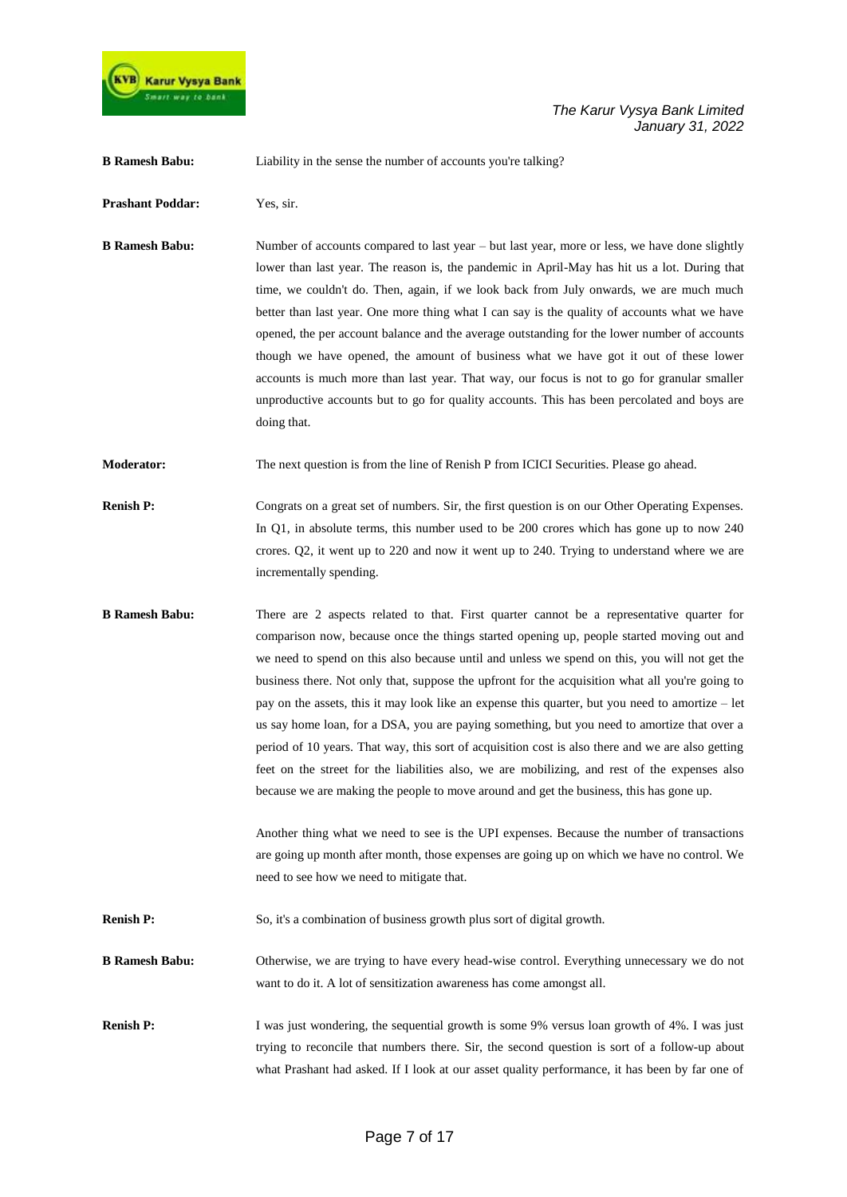**B Ramesh Babu:** Liability in the sense the number of accounts you're talking?

**Prashant Poddar:** Yes, sir.

**B Ramesh Babu:** Number of accounts compared to last year – but last year, more or less, we have done slightly lower than last year. The reason is, the pandemic in April-May has hit us a lot. During that time, we couldn't do. Then, again, if we look back from July onwards, we are much much better than last year. One more thing what I can say is the quality of accounts what we have opened, the per account balance and the average outstanding for the lower number of accounts though we have opened, the amount of business what we have got it out of these lower accounts is much more than last year. That way, our focus is not to go for granular smaller unproductive accounts but to go for quality accounts. This has been percolated and boys are doing that.

**Moderator:** The next question is from the line of Renish P from ICICI Securities. Please go ahead.

**Renish P:** Congrats on a great set of numbers. Sir, the first question is on our Other Operating Expenses. In Q1, in absolute terms, this number used to be 200 crores which has gone up to now 240 crores. Q2, it went up to 220 and now it went up to 240. Trying to understand where we are incrementally spending.

**B Ramesh Babu:** There are 2 aspects related to that. First quarter cannot be a representative quarter for comparison now, because once the things started opening up, people started moving out and we need to spend on this also because until and unless we spend on this, you will not get the business there. Not only that, suppose the upfront for the acquisition what all you're going to pay on the assets, this it may look like an expense this quarter, but you need to amortize – let us say home loan, for a DSA, you are paying something, but you need to amortize that over a period of 10 years. That way, this sort of acquisition cost is also there and we are also getting feet on the street for the liabilities also, we are mobilizing, and rest of the expenses also because we are making the people to move around and get the business, this has gone up.

Another thing what we need to see is the UPI expenses. Because the number of transactions are going up month after month, those expenses are going up on which we have no control. We need to see how we need to mitigate that.

**Renish P:** So, it's a combination of business growth plus sort of digital growth.

**B Ramesh Babu:** Otherwise, we are trying to have every head-wise control. Everything unnecessary we do not want to do it. A lot of sensitization awareness has come amongst all.

**Renish P:** I was just wondering, the sequential growth is some 9% versus loan growth of 4%. I was just trying to reconcile that numbers there. Sir, the second question is sort of a follow-up about what Prashant had asked. If I look at our asset quality performance, it has been by far one of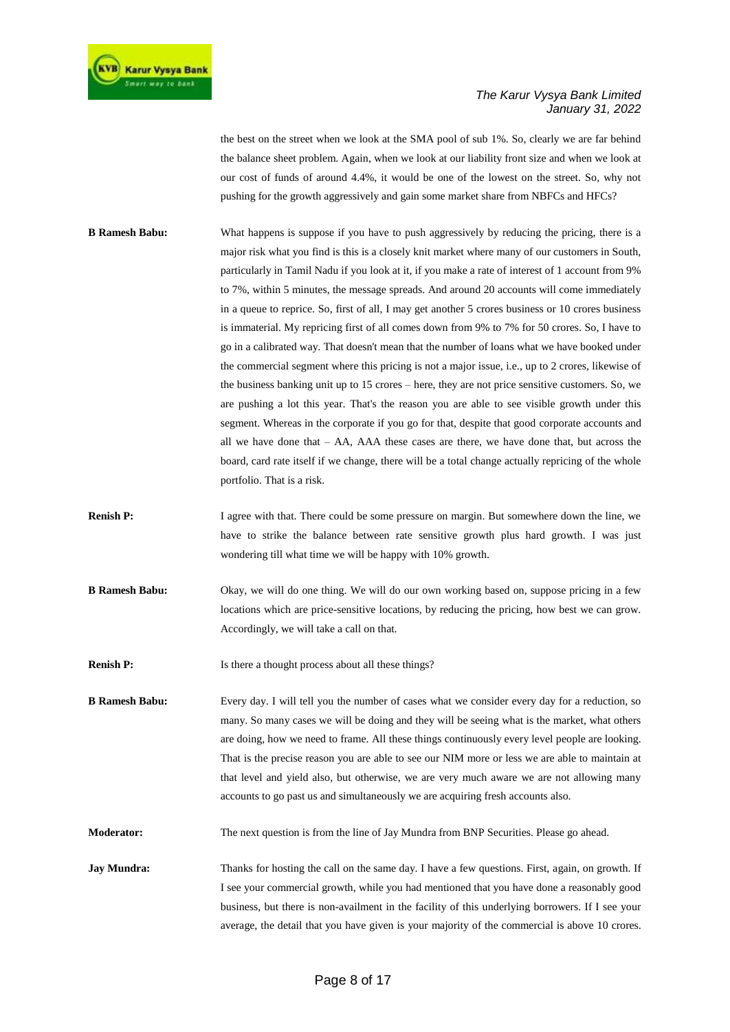the best on the street when we look at the SMA pool of sub 1%. So, clearly we are far behind the balance sheet problem. Again, when we look at our liability front size and when we look at our cost of funds of around 4.4%, it would be one of the lowest on the street. So, why not pushing for the growth aggressively and gain some market share from NBFCs and HFCs?

**B Ramesh Babu:** What happens is suppose if you have to push aggressively by reducing the pricing, there is a major risk what you find is this is a closely knit market where many of our customers in South, particularly in Tamil Nadu if you look at it, if you make a rate of interest of 1 account from 9% to 7%, within 5 minutes, the message spreads. And around 20 accounts will come immediately in a queue to reprice. So, first of all, I may get another 5 crores business or 10 crores business is immaterial. My repricing first of all comes down from 9% to 7% for 50 crores. So, I have to go in a calibrated way. That doesn't mean that the number of loans what we have booked under the commercial segment where this pricing is not a major issue, i.e., up to 2 crores, likewise of the business banking unit up to 15 crores – here, they are not price sensitive customers. So, we are pushing a lot this year. That's the reason you are able to see visible growth under this segment. Whereas in the corporate if you go for that, despite that good corporate accounts and all we have done that – AA, AAA these cases are there, we have done that, but across the board, card rate itself if we change, there will be a total change actually repricing of the whole portfolio. That is a risk.

**Renish P:** I agree with that. There could be some pressure on margin. But somewhere down the line, we have to strike the balance between rate sensitive growth plus hard growth. I was just wondering till what time we will be happy with 10% growth.

**B Ramesh Babu:** Okay, we will do one thing. We will do our own working based on, suppose pricing in a few locations which are price-sensitive locations, by reducing the pricing, how best we can grow. Accordingly, we will take a call on that.

**Renish P:** Is there a thought process about all these things?

**B Ramesh Babu:** Every day. I will tell you the number of cases what we consider every day for a reduction, so many. So many cases we will be doing and they will be seeing what is the market, what others are doing, how we need to frame. All these things continuously every level people are looking. That is the precise reason you are able to see our NIM more or less we are able to maintain at that level and yield also, but otherwise, we are very much aware we are not allowing many accounts to go past us and simultaneously we are acquiring fresh accounts also.

**Moderator:** The next question is from the line of Jay Mundra from BNP Securities. Please go ahead.

**Jay Mundra:** Thanks for hosting the call on the same day. I have a few questions. First, again, on growth. If I see your commercial growth, while you had mentioned that you have done a reasonably good business, but there is non-availment in the facility of this underlying borrowers. If I see your average, the detail that you have given is your majority of the commercial is above 10 crores.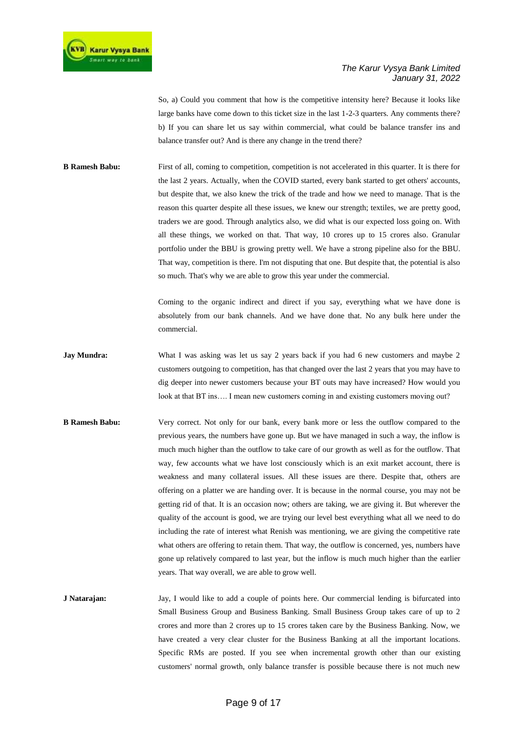So, a) Could you comment that how is the competitive intensity here? Because it looks like large banks have come down to this ticket size in the last 1-2-3 quarters. Any comments there? b) If you can share let us say within commercial, what could be balance transfer ins and balance transfer out? And is there any change in the trend there?

**B Ramesh Babu:** First of all, coming to competition, competition is not accelerated in this quarter. It is there for the last 2 years. Actually, when the COVID started, every bank started to get others' accounts, but despite that, we also knew the trick of the trade and how we need to manage. That is the reason this quarter despite all these issues, we knew our strength; textiles, we are pretty good, traders we are good. Through analytics also, we did what is our expected loss going on. With all these things, we worked on that. That way, 10 crores up to 15 crores also. Granular portfolio under the BBU is growing pretty well. We have a strong pipeline also for the BBU. That way, competition is there. I'm not disputing that one. But despite that, the potential is also so much. That's why we are able to grow this year under the commercial.

Coming to the organic indirect and direct if you say, everything what we have done is absolutely from our bank channels. And we have done that. No any bulk here under the commercial.

**Jay Mundra:** What I was asking was let us say 2 years back if you had 6 new customers and maybe 2 customers outgoing to competition, has that changed over the last 2 years that you may have to dig deeper into newer customers because your BT outs may have increased? How would you look at that BT ins…. I mean new customers coming in and existing customers moving out?

**B Ramesh Babu:** Very correct. Not only for our bank, every bank more or less the outflow compared to the previous years, the numbers have gone up. But we have managed in such a way, the inflow is much much higher than the outflow to take care of our growth as well as for the outflow. That way, few accounts what we have lost consciously which is an exit market account, there is weakness and many collateral issues. All these issues are there. Despite that, others are offering on a platter we are handing over. It is because in the normal course, you may not be getting rid of that. It is an occasion now; others are taking, we are giving it. But wherever the quality of the account is good, we are trying our level best everything what all we need to do including the rate of interest what Renish was mentioning, we are giving the competitive rate what others are offering to retain them. That way, the outflow is concerned, yes, numbers have gone up relatively compared to last year, but the inflow is much much higher than the earlier years. That way overall, we are able to grow well.

**J Natarajan:** Jay, I would like to add a couple of points here. Our commercial lending is bifurcated into Small Business Group and Business Banking. Small Business Group takes care of up to 2 crores and more than 2 crores up to 15 crores taken care by the Business Banking. Now, we have created a very clear cluster for the Business Banking at all the important locations. Specific RMs are posted. If you see when incremental growth other than our existing customers' normal growth, only balance transfer is possible because there is not much new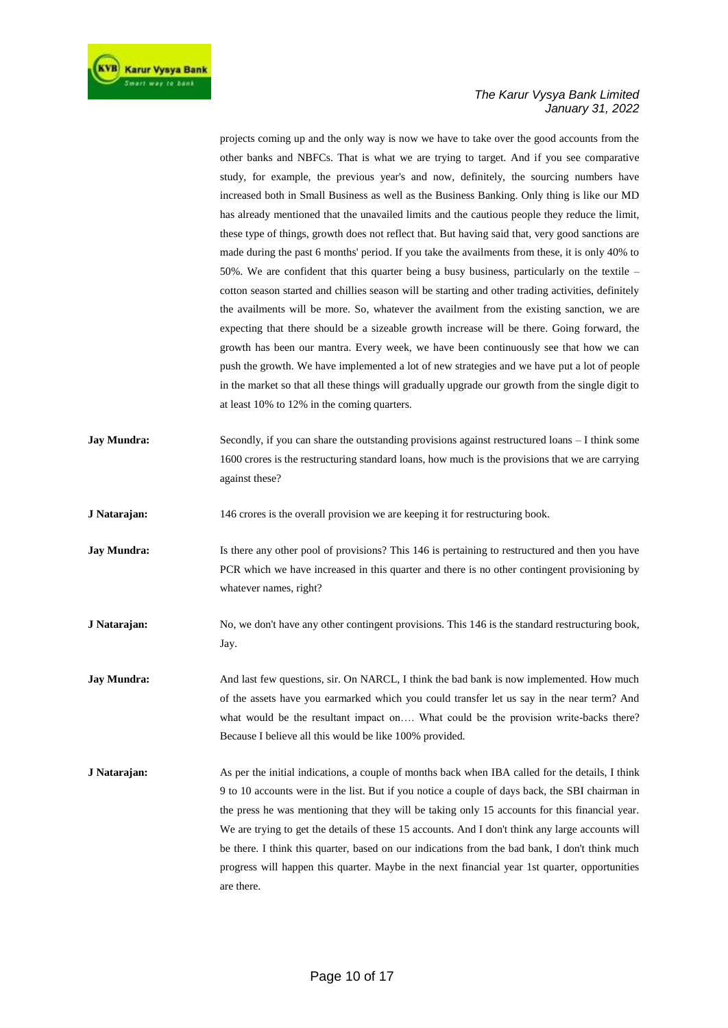projects coming up and the only way is now we have to take over the good accounts from the other banks and NBFCs. That is what we are trying to target. And if you see comparative study, for example, the previous year's and now, definitely, the sourcing numbers have increased both in Small Business as well as the Business Banking. Only thing is like our MD has already mentioned that the unavailed limits and the cautious people they reduce the limit, these type of things, growth does not reflect that. But having said that, very good sanctions are made during the past 6 months' period. If you take the availments from these, it is only 40% to 50%. We are confident that this quarter being a busy business, particularly on the textile – cotton season started and chillies season will be starting and other trading activities, definitely the availments will be more. So, whatever the availment from the existing sanction, we are expecting that there should be a sizeable growth increase will be there. Going forward, the growth has been our mantra. Every week, we have been continuously see that how we can push the growth. We have implemented a lot of new strategies and we have put a lot of people in the market so that all these things will gradually upgrade our growth from the single digit to at least 10% to 12% in the coming quarters.

**Jay Mundra:** Secondly, if you can share the outstanding provisions against restructured loans – I think some 1600 crores is the restructuring standard loans, how much is the provisions that we are carrying against these?

**J Natarajan:** 146 crores is the overall provision we are keeping it for restructuring book.

**Jay Mundra:** Is there any other pool of provisions? This 146 is pertaining to restructured and then you have PCR which we have increased in this quarter and there is no other contingent provisioning by whatever names, right?

**J Natarajan:** No, we don't have any other contingent provisions. This 146 is the standard restructuring book, Jay.

**Jay Mundra:** And last few questions, sir. On NARCL, I think the bad bank is now implemented. How much of the assets have you earmarked which you could transfer let us say in the near term? And what would be the resultant impact on…. What could be the provision write-backs there? Because I believe all this would be like 100% provided.

**J Natarajan:** As per the initial indications, a couple of months back when IBA called for the details, I think 9 to 10 accounts were in the list. But if you notice a couple of days back, the SBI chairman in the press he was mentioning that they will be taking only 15 accounts for this financial year. We are trying to get the details of these 15 accounts. And I don't think any large accounts will be there. I think this quarter, based on our indications from the bad bank, I don't think much progress will happen this quarter. Maybe in the next financial year 1st quarter, opportunities are there.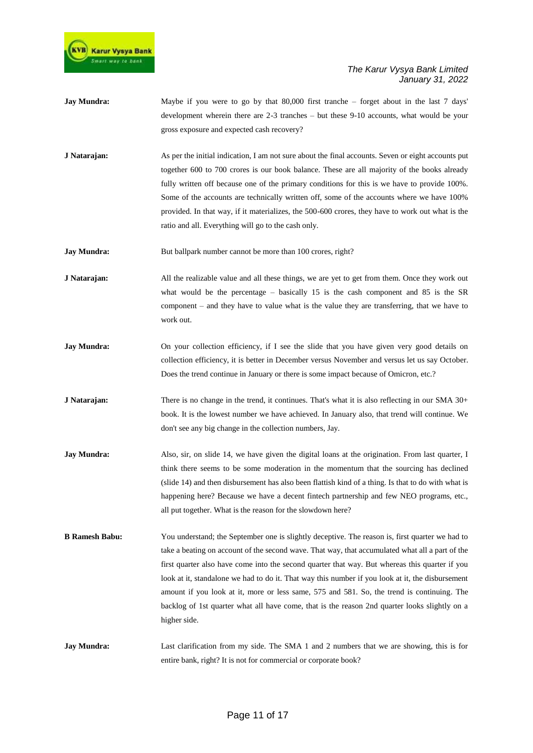**Jay Mundra:** Maybe if you were to go by that 80,000 first tranche – forget about in the last 7 days' development wherein there are 2-3 tranches – but these 9-10 accounts, what would be your gross exposure and expected cash recovery?

**J Natarajan:** As per the initial indication, I am not sure about the final accounts. Seven or eight accounts put together 600 to 700 crores is our book balance. These are all majority of the books already fully written off because one of the primary conditions for this is we have to provide 100%. Some of the accounts are technically written off, some of the accounts where we have 100% provided. In that way, if it materializes, the 500-600 crores, they have to work out what is the ratio and all. Everything will go to the cash only.

**Jay Mundra:** But ballpark number cannot be more than 100 crores, right?

**J Natarajan:** All the realizable value and all these things, we are yet to get from them. Once they work out what would be the percentage – basically 15 is the cash component and 85 is the SR component – and they have to value what is the value they are transferring, that we have to work out.

**Jay Mundra:** On your collection efficiency, if I see the slide that you have given very good details on collection efficiency, it is better in December versus November and versus let us say October. Does the trend continue in January or there is some impact because of Omicron, etc.?

**J Natarajan:** There is no change in the trend, it continues. That's what it is also reflecting in our SMA 30+ book. It is the lowest number we have achieved. In January also, that trend will continue. We don't see any big change in the collection numbers, Jay.

**Jay Mundra:** Also, sir, on slide 14, we have given the digital loans at the origination. From last quarter, I think there seems to be some moderation in the momentum that the sourcing has declined (slide 14) and then disbursement has also been flattish kind of a thing. Is that to do with what is happening here? Because we have a decent fintech partnership and few NEO programs, etc., all put together. What is the reason for the slowdown here?

**B Ramesh Babu:** You understand; the September one is slightly deceptive. The reason is, first quarter we had to take a beating on account of the second wave. That way, that accumulated what all a part of the first quarter also have come into the second quarter that way. But whereas this quarter if you look at it, standalone we had to do it. That way this number if you look at it, the disbursement amount if you look at it, more or less same, 575 and 581. So, the trend is continuing. The backlog of 1st quarter what all have come, that is the reason 2nd quarter looks slightly on a higher side.

**Jay Mundra:** Last clarification from my side. The SMA 1 and 2 numbers that we are showing, this is for entire bank, right? It is not for commercial or corporate book?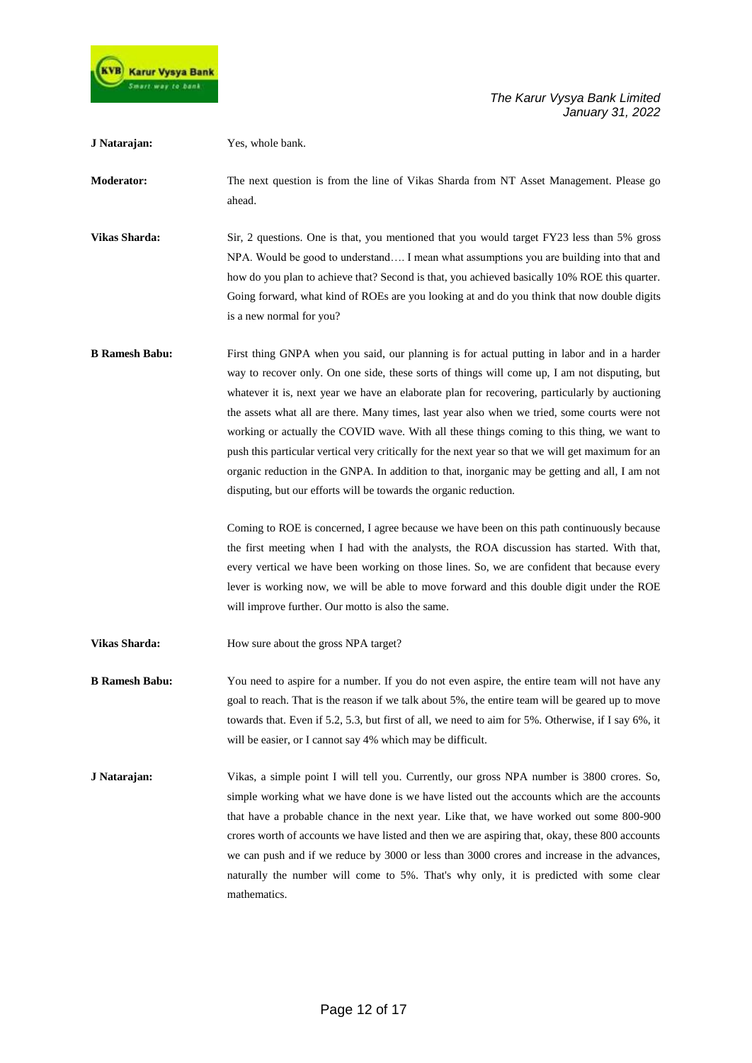**J Natarajan:** Yes, whole bank.

**Moderator:** The next question is from the line of Vikas Sharda from NT Asset Management. Please go ahead.

**Vikas Sharda:** Sir, 2 questions. One is that, you mentioned that you would target FY23 less than 5% gross NPA. Would be good to understand…. I mean what assumptions you are building into that and how do you plan to achieve that? Second is that, you achieved basically 10% ROE this quarter. Going forward, what kind of ROEs are you looking at and do you think that now double digits is a new normal for you?

**B Ramesh Babu:** First thing GNPA when you said, our planning is for actual putting in labor and in a harder way to recover only. On one side, these sorts of things will come up, I am not disputing, but whatever it is, next year we have an elaborate plan for recovering, particularly by auctioning the assets what all are there. Many times, last year also when we tried, some courts were not working or actually the COVID wave. With all these things coming to this thing, we want to push this particular vertical very critically for the next year so that we will get maximum for an organic reduction in the GNPA. In addition to that, inorganic may be getting and all, I am not disputing, but our efforts will be towards the organic reduction.

Coming to ROE is concerned, I agree because we have been on this path continuously because the first meeting when I had with the analysts, the ROA discussion has started. With that, every vertical we have been working on those lines. So, we are confident that because every lever is working now, we will be able to move forward and this double digit under the ROE will improve further. Our motto is also the same.

**Vikas Sharda:** How sure about the gross NPA target?

**B Ramesh Babu:** You need to aspire for a number. If you do not even aspire, the entire team will not have any goal to reach. That is the reason if we talk about 5%, the entire team will be geared up to move towards that. Even if 5.2, 5.3, but first of all, we need to aim for 5%. Otherwise, if I say 6%, it will be easier, or I cannot say 4% which may be difficult.

**J Natarajan:** Vikas, a simple point I will tell you. Currently, our gross NPA number is 3800 crores. So, simple working what we have done is we have listed out the accounts which are the accounts that have a probable chance in the next year. Like that, we have worked out some 800-900 crores worth of accounts we have listed and then we are aspiring that, okay, these 800 accounts we can push and if we reduce by 3000 or less than 3000 crores and increase in the advances, naturally the number will come to 5%. That's why only, it is predicted with some clear mathematics.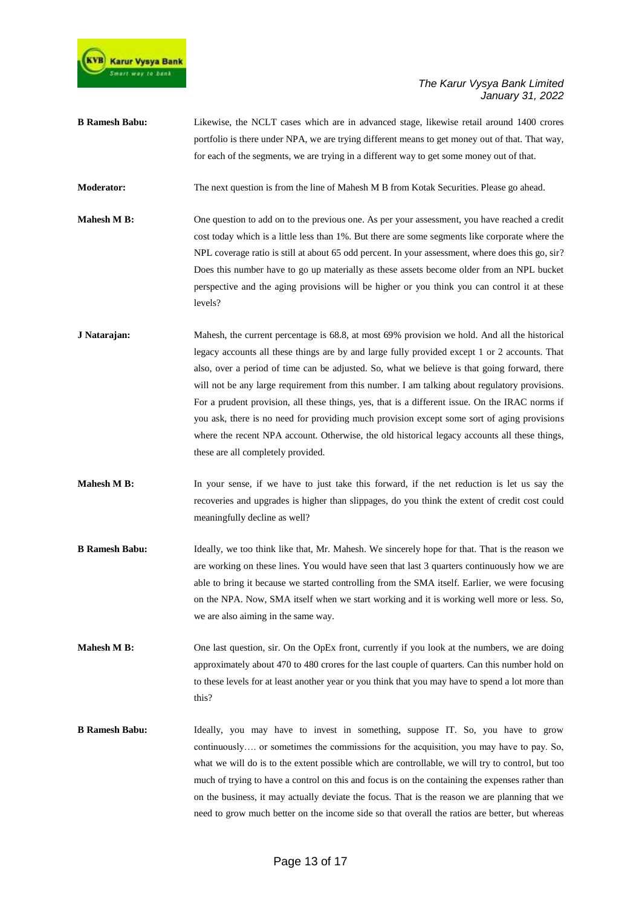**B Ramesh Babu:** Likewise, the NCLT cases which are in advanced stage, likewise retail around 1400 crores portfolio is there under NPA, we are trying different means to get money out of that. That way, for each of the segments, we are trying in a different way to get some money out of that.

**Moderator:** The next question is from the line of Mahesh M B from Kotak Securities. Please go ahead.

**Mahesh M B:** One question to add on to the previous one. As per your assessment, you have reached a credit cost today which is a little less than 1%. But there are some segments like corporate where the NPL coverage ratio is still at about 65 odd percent. In your assessment, where does this go, sir? Does this number have to go up materially as these assets become older from an NPL bucket perspective and the aging provisions will be higher or you think you can control it at these levels?

**J Natarajan:** Mahesh, the current percentage is 68.8, at most 69% provision we hold. And all the historical legacy accounts all these things are by and large fully provided except 1 or 2 accounts. That also, over a period of time can be adjusted. So, what we believe is that going forward, there will not be any large requirement from this number. I am talking about regulatory provisions. For a prudent provision, all these things, yes, that is a different issue. On the IRAC norms if you ask, there is no need for providing much provision except some sort of aging provisions where the recent NPA account. Otherwise, the old historical legacy accounts all these things, these are all completely provided.

**Mahesh M B:** In your sense, if we have to just take this forward, if the net reduction is let us say the recoveries and upgrades is higher than slippages, do you think the extent of credit cost could meaningfully decline as well?

**B Ramesh Babu:** Ideally, we too think like that, Mr. Mahesh. We sincerely hope for that. That is the reason we are working on these lines. You would have seen that last 3 quarters continuously how we are able to bring it because we started controlling from the SMA itself. Earlier, we were focusing on the NPA. Now, SMA itself when we start working and it is working well more or less. So, we are also aiming in the same way.

**Mahesh M B:** One last question, sir. On the OpEx front, currently if you look at the numbers, we are doing approximately about 470 to 480 crores for the last couple of quarters. Can this number hold on to these levels for at least another year or you think that you may have to spend a lot more than this?

**B Ramesh Babu:** Ideally, you may have to invest in something, suppose IT. So, you have to grow continuously…. or sometimes the commissions for the acquisition, you may have to pay. So, what we will do is to the extent possible which are controllable, we will try to control, but too much of trying to have a control on this and focus is on the containing the expenses rather than on the business, it may actually deviate the focus. That is the reason we are planning that we need to grow much better on the income side so that overall the ratios are better, but whereas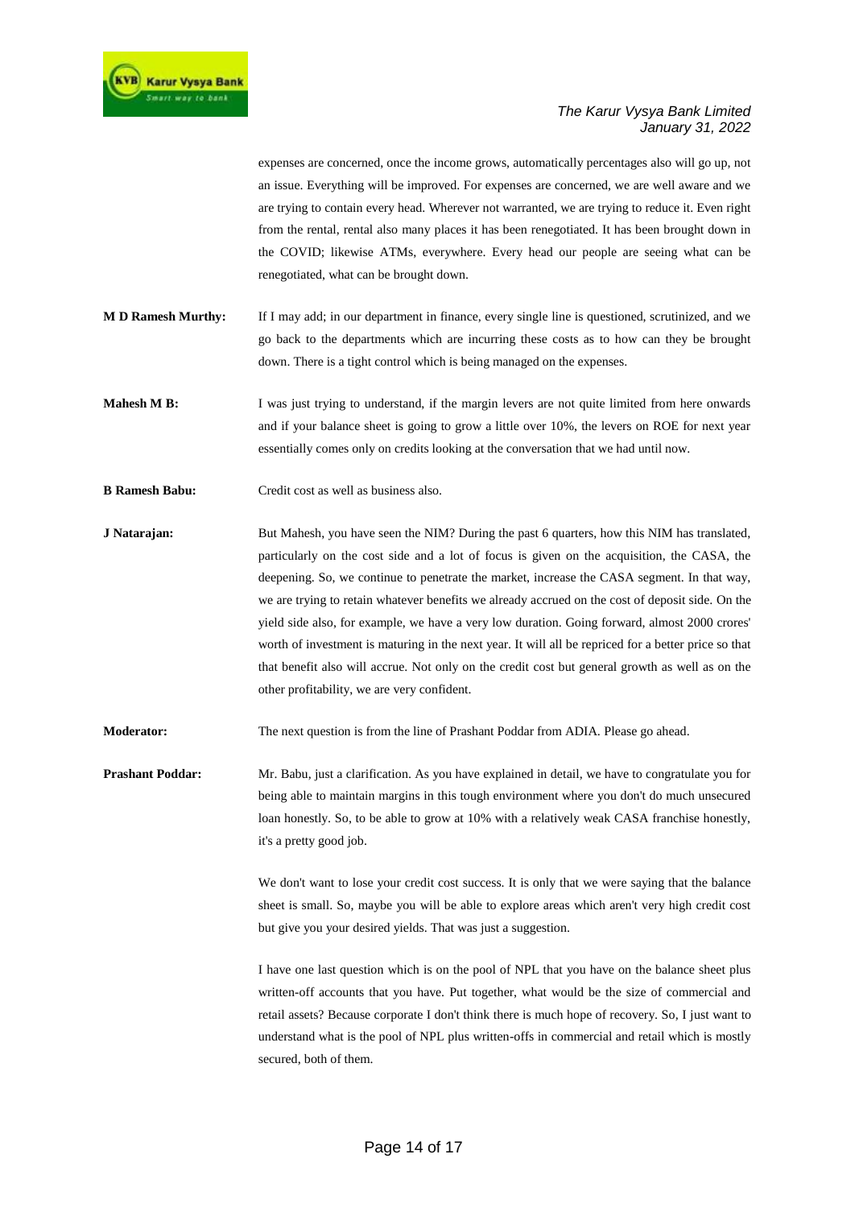expenses are concerned, once the income grows, automatically percentages also will go up, not an issue. Everything will be improved. For expenses are concerned, we are well aware and we are trying to contain every head. Wherever not warranted, we are trying to reduce it. Even right from the rental, rental also many places it has been renegotiated. It has been brought down in the COVID; likewise ATMs, everywhere. Every head our people are seeing what can be renegotiated, what can be brought down.

**M D Ramesh Murthy:** If I may add; in our department in finance, every single line is questioned, scrutinized, and we go back to the departments which are incurring these costs as to how can they be brought down. There is a tight control which is being managed on the expenses.

**Mahesh M B:** I was just trying to understand, if the margin levers are not quite limited from here onwards and if your balance sheet is going to grow a little over 10%, the levers on ROE for next year essentially comes only on credits looking at the conversation that we had until now.

**B Ramesh Babu:** Credit cost as well as business also.

**J Natarajan:** But Mahesh, you have seen the NIM? During the past 6 quarters, how this NIM has translated, particularly on the cost side and a lot of focus is given on the acquisition, the CASA, the deepening. So, we continue to penetrate the market, increase the CASA segment. In that way, we are trying to retain whatever benefits we already accrued on the cost of deposit side. On the yield side also, for example, we have a very low duration. Going forward, almost 2000 crores' worth of investment is maturing in the next year. It will all be repriced for a better price so that that benefit also will accrue. Not only on the credit cost but general growth as well as on the other profitability, we are very confident.

**Moderator:** The next question is from the line of Prashant Poddar from ADIA. Please go ahead.

**Prashant Poddar:** Mr. Babu, just a clarification. As you have explained in detail, we have to congratulate you for being able to maintain margins in this tough environment where you don't do much unsecured loan honestly. So, to be able to grow at 10% with a relatively weak CASA franchise honestly, it's a pretty good job.

We don't want to lose your credit cost success. It is only that we were saying that the balance sheet is small. So, maybe you will be able to explore areas which aren't very high credit cost but give you your desired yields. That was just a suggestion.

I have one last question which is on the pool of NPL that you have on the balance sheet plus written-off accounts that you have. Put together, what would be the size of commercial and retail assets? Because corporate I don't think there is much hope of recovery. So, I just want to understand what is the pool of NPL plus written-offs in commercial and retail which is mostly secured, both of them.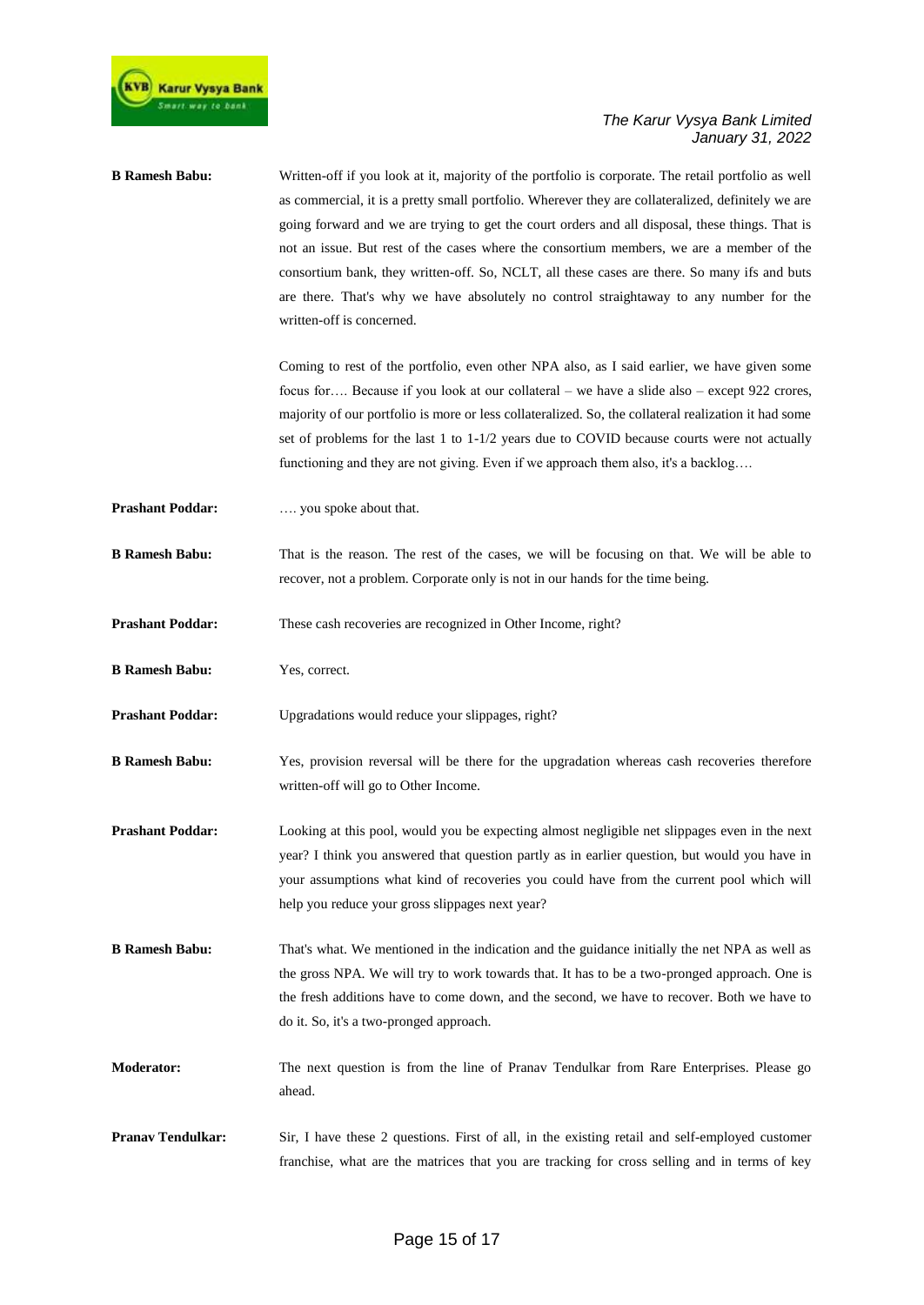**B Ramesh Babu:** Written-off if you look at it, majority of the portfolio is corporate. The retail portfolio as well as commercial, it is a pretty small portfolio. Wherever they are collateralized, definitely we are going forward and we are trying to get the court orders and all disposal, these things. That is not an issue. But rest of the cases where the consortium members, we are a member of the consortium bank, they written-off. So, NCLT, all these cases are there. So many ifs and buts are there. That's why we have absolutely no control straightaway to any number for the written-off is concerned.

Coming to rest of the portfolio, even other NPA also, as I said earlier, we have given some focus for…. Because if you look at our collateral – we have a slide also – except 922 crores, majority of our portfolio is more or less collateralized. So, the collateral realization it had some set of problems for the last 1 to 1-1/2 years due to COVID because courts were not actually functioning and they are not giving. Even if we approach them also, it's a backlog….

**Prashant Poddar:** …. you spoke about that.

**B Ramesh Babu:** That is the reason. The rest of the cases, we will be focusing on that. We will be able to recover, not a problem. Corporate only is not in our hands for the time being.

**Prashant Poddar:** These cash recoveries are recognized in Other Income, right?

**B Ramesh Babu:** Yes, correct.

**Prashant Poddar:** Upgradations would reduce your slippages, right?

**B Ramesh Babu:** Yes, provision reversal will be there for the upgradation whereas cash recoveries therefore written-off will go to Other Income.

**Prashant Poddar:** Looking at this pool, would you be expecting almost negligible net slippages even in the next year? I think you answered that question partly as in earlier question, but would you have in your assumptions what kind of recoveries you could have from the current pool which will help you reduce your gross slippages next year?

**B Ramesh Babu:** That's what. We mentioned in the indication and the guidance initially the net NPA as well as the gross NPA. We will try to work towards that. It has to be a two-pronged approach. One is the fresh additions have to come down, and the second, we have to recover. Both we have to do it. So, it's a two-pronged approach.

**Moderator:** The next question is from the line of Pranav Tendulkar from Rare Enterprises. Please go ahead.

**Pranav Tendulkar:** Sir, I have these 2 questions. First of all, in the existing retail and self-employed customer franchise, what are the matrices that you are tracking for cross selling and in terms of key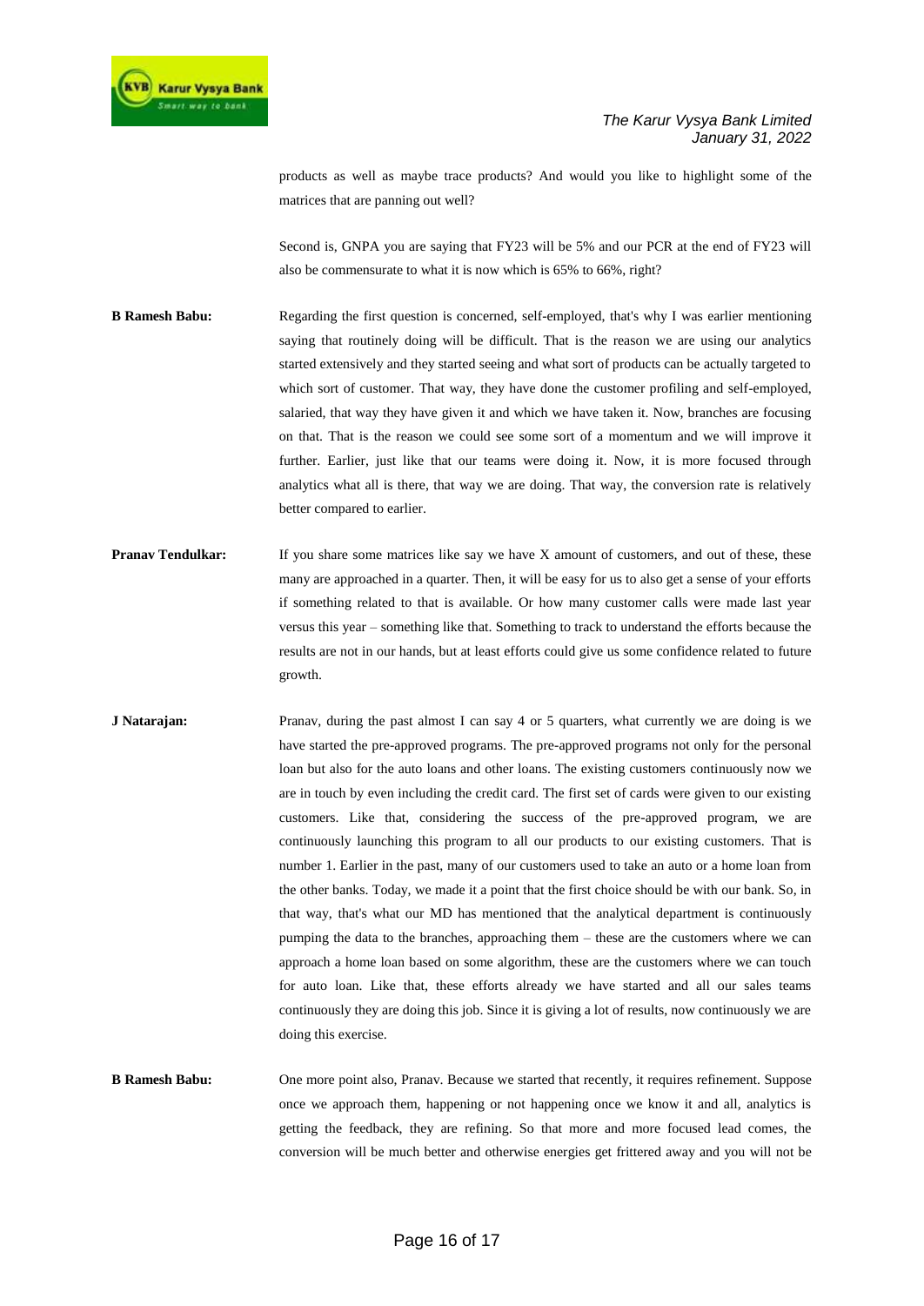products as well as maybe trace products? And would you like to highlight some of the matrices that are panning out well?

Second is, GNPA you are saying that FY23 will be 5% and our PCR at the end of FY23 will also be commensurate to what it is now which is 65% to 66%, right?

**B Ramesh Babu:** Regarding the first question is concerned, self-employed, that's why I was earlier mentioning saying that routinely doing will be difficult. That is the reason we are using our analytics started extensively and they started seeing and what sort of products can be actually targeted to which sort of customer. That way, they have done the customer profiling and self-employed, salaried, that way they have given it and which we have taken it. Now, branches are focusing on that. That is the reason we could see some sort of a momentum and we will improve it further. Earlier, just like that our teams were doing it. Now, it is more focused through analytics what all is there, that way we are doing. That way, the conversion rate is relatively better compared to earlier.

**Pranav Tendulkar:** If you share some matrices like say we have X amount of customers, and out of these, these many are approached in a quarter. Then, it will be easy for us to also get a sense of your efforts if something related to that is available. Or how many customer calls were made last year versus this year – something like that. Something to track to understand the efforts because the results are not in our hands, but at least efforts could give us some confidence related to future growth.

**J Natarajan:** Pranav, during the past almost I can say 4 or 5 quarters, what currently we are doing is we have started the pre-approved programs. The pre-approved programs not only for the personal loan but also for the auto loans and other loans. The existing customers continuously now we are in touch by even including the credit card. The first set of cards were given to our existing customers. Like that, considering the success of the pre-approved program, we are continuously launching this program to all our products to our existing customers. That is number 1. Earlier in the past, many of our customers used to take an auto or a home loan from the other banks. Today, we made it a point that the first choice should be with our bank. So, in that way, that's what our MD has mentioned that the analytical department is continuously pumping the data to the branches, approaching them – these are the customers where we can approach a home loan based on some algorithm, these are the customers where we can touch for auto loan. Like that, these efforts already we have started and all our sales teams continuously they are doing this job. Since it is giving a lot of results, now continuously we are doing this exercise.

**B Ramesh Babu:** One more point also, Pranav. Because we started that recently, it requires refinement. Suppose once we approach them, happening or not happening once we know it and all, analytics is getting the feedback, they are refining. So that more and more focused lead comes, the conversion will be much better and otherwise energies get frittered away and you will not be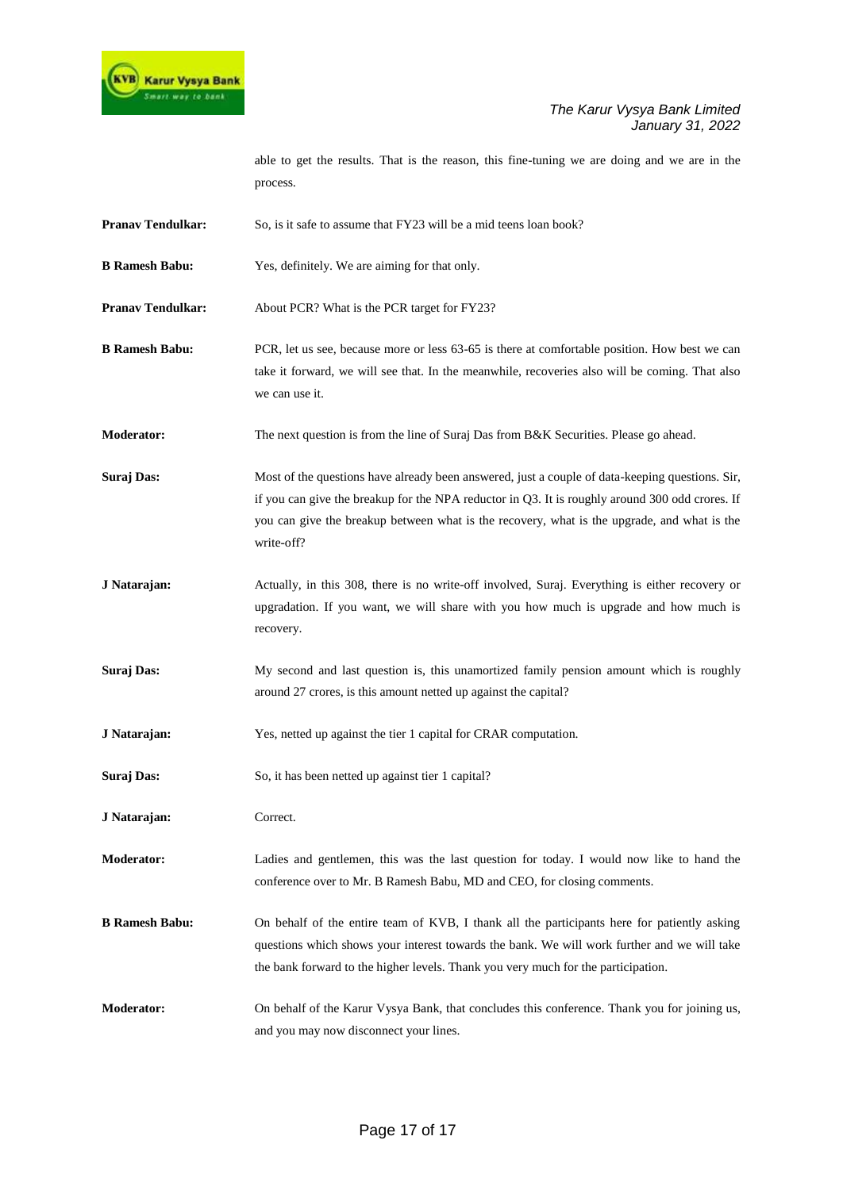able to get the results. That is the reason, this fine-tuning we are doing and we are in the process.

**Pranav Tendulkar:** So, is it safe to assume that FY23 will be a mid teens loan book?

**B Ramesh Babu:** Yes, definitely. We are aiming for that only.

**Pranav Tendulkar:** About PCR? What is the PCR target for FY23?

**B Ramesh Babu:** PCR, let us see, because more or less 63-65 is there at comfortable position. How best we can take it forward, we will see that. In the meanwhile, recoveries also will be coming. That also we can use it.

**Moderator:** The next question is from the line of Suraj Das from B&K Securities. Please go ahead.

**Suraj Das:** Most of the questions have already been answered, just a couple of data-keeping questions. Sir, if you can give the breakup for the NPA reductor in Q3. It is roughly around 300 odd crores. If you can give the breakup between what is the recovery, what is the upgrade, and what is the write-off?

**J Natarajan:** Actually, in this 308, there is no write-off involved, Suraj. Everything is either recovery or upgradation. If you want, we will share with you how much is upgrade and how much is recovery.

**Suraj Das:** My second and last question is, this unamortized family pension amount which is roughly around 27 crores, is this amount netted up against the capital?

**J Natarajan:** Yes, netted up against the tier 1 capital for CRAR computation.

**Suraj Das:** So, it has been netted up against tier 1 capital?

**J Natarajan:** Correct.

**Moderator:** Ladies and gentlemen, this was the last question for today. I would now like to hand the conference over to Mr. B Ramesh Babu, MD and CEO, for closing comments.

**B Ramesh Babu:** On behalf of the entire team of KVB, I thank all the participants here for patiently asking questions which shows your interest towards the bank. We will work further and we will take the bank forward to the higher levels. Thank you very much for the participation.

**Moderator:** On behalf of the Karur Vysya Bank, that concludes this conference. Thank you for joining us, and you may now disconnect your lines.